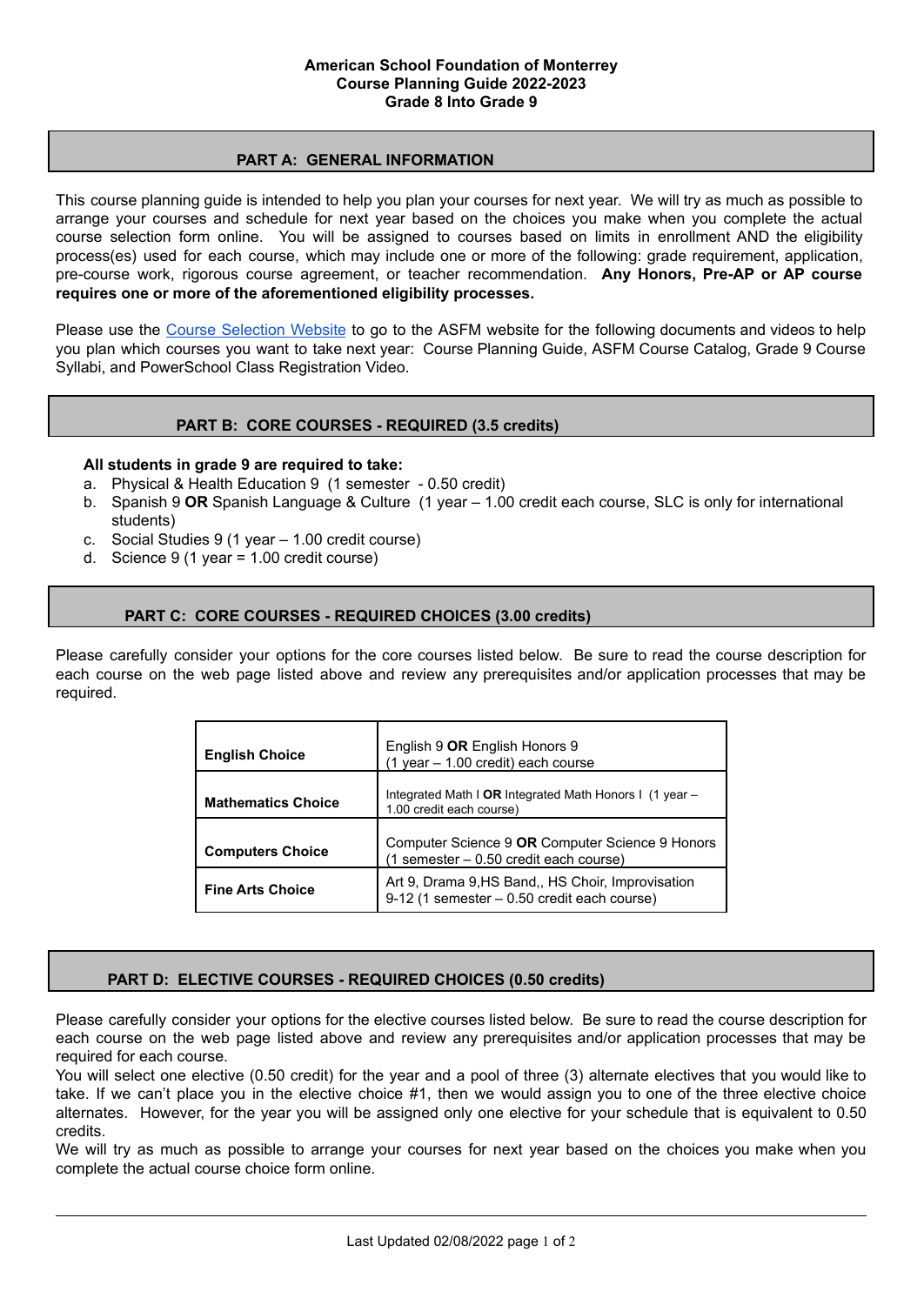# American School Foundation of Monterrey
## Course Planning Guide 2022-2023
## Grade 8 Into Grade 9

## PART A: GENERAL INFORMATION

This course planning guide is intended to help you plan your courses for next year. We will try as much as possible to arrange your courses and schedule for next year based on the choices you make when you complete the actual course selection form online. You will be assigned to courses based on limits in enrollment AND the eligibility process(es) used for each course, which may include one or more of the following: grade requirement, application, pre-course work, rigorous course agreement, or teacher recommendation. **Any Honors, Pre-AP or AP course requires one or more of the aforementioned eligibility processes.**

Please use the Course Selection Website to go to the ASFM website for the following documents and videos to help you plan which courses you want to take next year: Course Planning Guide, ASFM Course Catalog, Grade 9 Course Syllabi, and PowerSchool Class Registration Video.

## PART B: CORE COURSES - REQUIRED (3.5 credits)

**All students in grade 9 are required to take:**

a. Physical & Health Education 9 (1 semester - 0.50 credit)
b. Spanish 9 **OR** Spanish Language & Culture (1 year – 1.00 credit each course, SLC is only for international students)
c. Social Studies 9 (1 year – 1.00 credit course)
d. Science 9 (1 year = 1.00 credit course)

## PART C: CORE COURSES - REQUIRED CHOICES (3.00 credits)

Please carefully consider your options for the core courses listed below. Be sure to read the course description for each course on the web page listed above and review any prerequisites and/or application processes that may be required.

| | |
|---|---|
| **English Choice** | English 9 **OR** English Honors 9 (1 year – 1.00 credit) each course |
| **Mathematics Choice** | Integrated Math I **OR** Integrated Math Honors I (1 year – 1.00 credit each course) |
| **Computers Choice** | Computer Science 9 **OR** Computer Science 9 Honors (1 semester – 0.50 credit each course) |
| **Fine Arts Choice** | Art 9, Drama 9,HS Band,, HS Choir, Improvisation 9-12 (1 semester – 0.50 credit each course) |

## PART D: ELECTIVE COURSES - REQUIRED CHOICES (0.50 credits)

Please carefully consider your options for the elective courses listed below. Be sure to read the course description for each course on the web page listed above and review any prerequisites and/or application processes that may be required for each course.

You will select one elective (0.50 credit) for the year and a pool of three (3) alternate electives that you would like to take. If we can't place you in the elective choice #1, then we would assign you to one of the three elective choice alternates. However, for the year you will be assigned only one elective for your schedule that is equivalent to 0.50 credits.

We will try as much as possible to arrange your courses for next year based on the choices you make when you complete the actual course choice form online.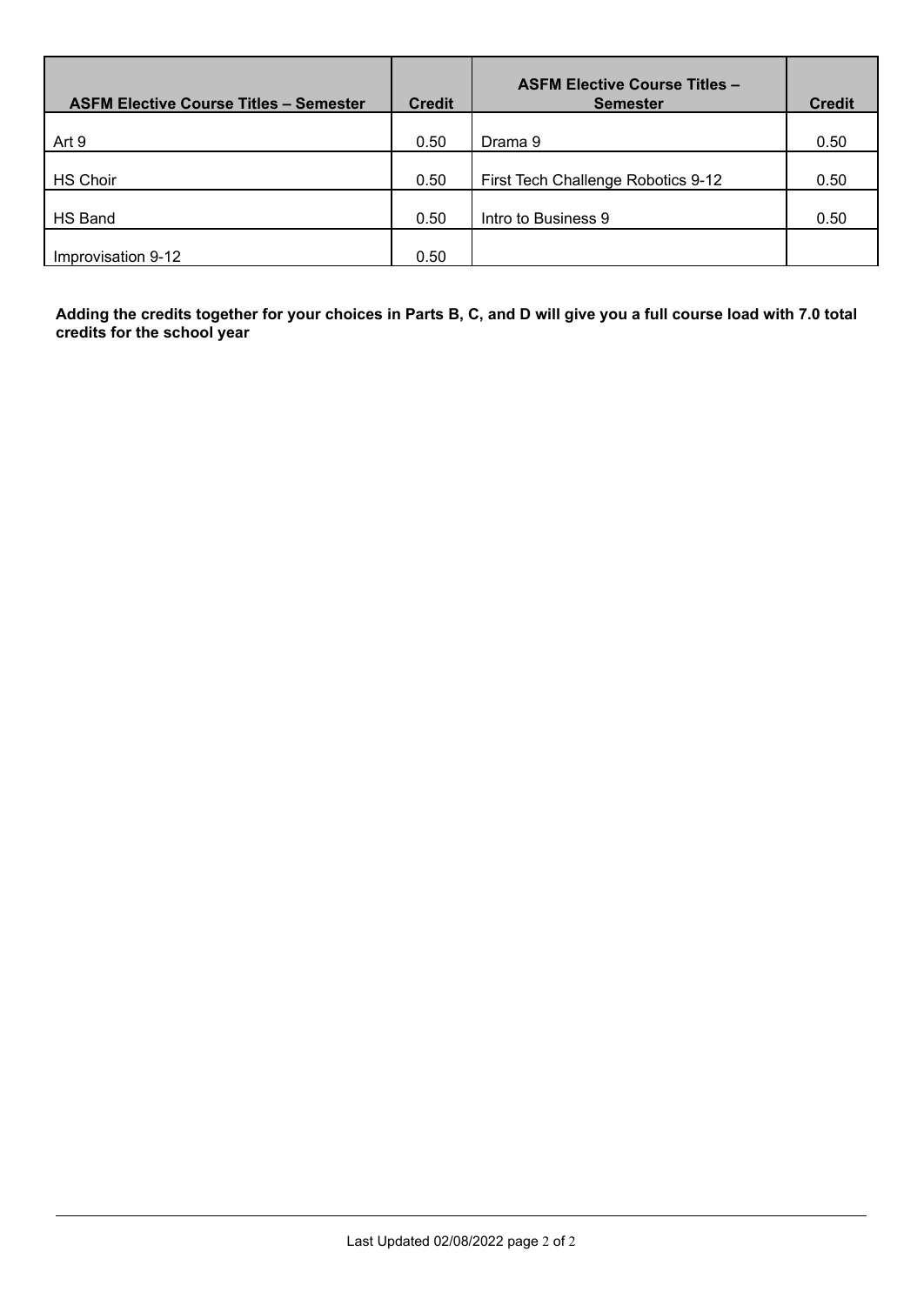| ASFM Elective Course Titles – Semester | Credit | ASFM Elective Course Titles – Semester | Credit |
|---|---|---|---|
| Art 9 | 0.50 | Drama 9 | 0.50 |
| HS Choir | 0.50 | First Tech Challenge Robotics 9-12 | 0.50 |
| HS Band | 0.50 | Intro to Business 9 | 0.50 |
| Improvisation 9-12 | 0.50 | | |

**Adding the credits together for your choices in Parts B, C, and D will give you a full course load with 7.0 total credits for the school year**